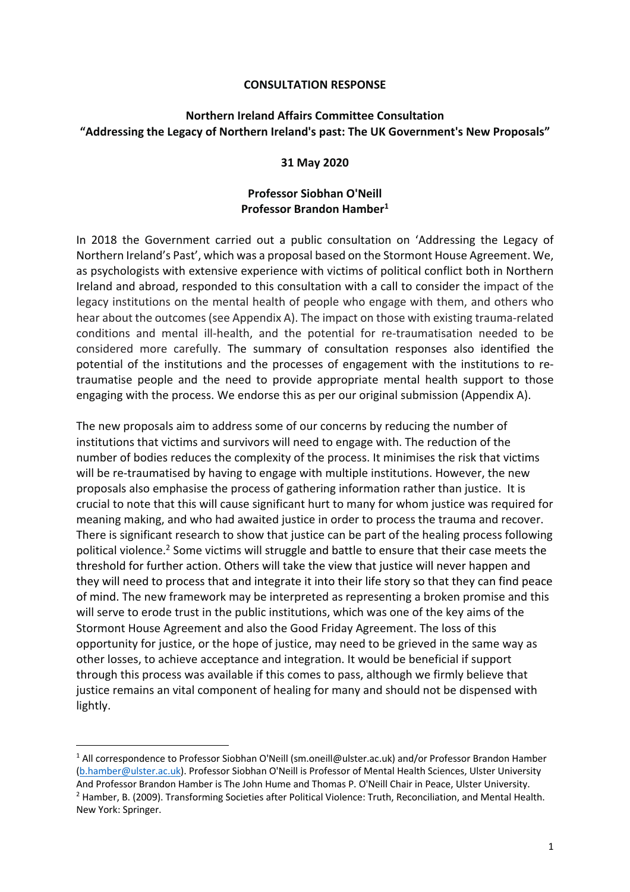**CONSULTATION RESPONSE**

**Northern Ireland Affairs Committee Consultation**
**"Addressing the Legacy of Northern Ireland's past: The UK Government's New Proposals"**

**31 May 2020**

**Professor Siobhan O'Neill**
**Professor Brandon Hamber[1]**

In 2018 the Government carried out a public consultation on 'Addressing the Legacy of Northern Ireland's Past', which was a proposal based on the Stormont House Agreement. We, as psychologists with extensive experience with victims of political conflict both in Northern Ireland and abroad, responded to this consultation with a call to consider the impact of the legacy institutions on the mental health of people who engage with them, and others who hear about the outcomes (see Appendix A). The impact on those with existing trauma-related conditions and mental ill-health, and the potential for re-traumatisation needed to be considered more carefully. The summary of consultation responses also identified the potential of the institutions and the processes of engagement with the institutions to re-traumatise people and the need to provide appropriate mental health support to those engaging with the process. We endorse this as per our original submission (Appendix A).

The new proposals aim to address some of our concerns by reducing the number of institutions that victims and survivors will need to engage with. The reduction of the number of bodies reduces the complexity of the process. It minimises the risk that victims will be re-traumatised by having to engage with multiple institutions. However, the new proposals also emphasise the process of gathering information rather than justice. It is crucial to note that this will cause significant hurt to many for whom justice was required for meaning making, and who had awaited justice in order to process the trauma and recover. There is significant research to show that justice can be part of the healing process following political violence.[2] Some victims will struggle and battle to ensure that their case meets the threshold for further action. Others will take the view that justice will never happen and they will need to process that and integrate it into their life story so that they can find peace of mind. The new framework may be interpreted as representing a broken promise and this will serve to erode trust in the public institutions, which was one of the key aims of the Stormont House Agreement and also the Good Friday Agreement. The loss of this opportunity for justice, or the hope of justice, may need to be grieved in the same way as other losses, to achieve acceptance and integration. It would be beneficial if support through this process was available if this comes to pass, although we firmly believe that justice remains an vital component of healing for many and should not be dispensed with lightly.

---

[1] All correspondence to Professor Siobhan O'Neill (sm.oneill@ulster.ac.uk) and/or Professor Brandon Hamber (b.hamber@ulster.ac.uk). Professor Siobhan O'Neill is Professor of Mental Health Sciences, Ulster University And Professor Brandon Hamber is The John Hume and Thomas P. O'Neill Chair in Peace, Ulster University.

[2] Hamber, B. (2009). Transforming Societies after Political Violence: Truth, Reconciliation, and Mental Health. New York: Springer.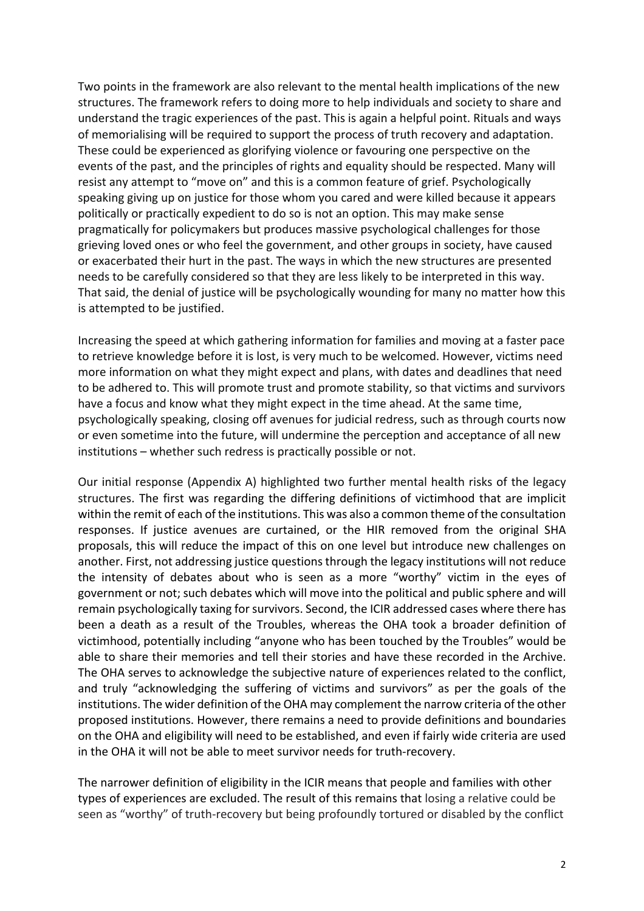Two points in the framework are also relevant to the mental health implications of the new structures. The framework refers to doing more to help individuals and society to share and understand the tragic experiences of the past. This is again a helpful point. Rituals and ways of memorialising will be required to support the process of truth recovery and adaptation. These could be experienced as glorifying violence or favouring one perspective on the events of the past, and the principles of rights and equality should be respected. Many will resist any attempt to "move on" and this is a common feature of grief. Psychologically speaking giving up on justice for those whom you cared and were killed because it appears politically or practically expedient to do so is not an option. This may make sense pragmatically for policymakers but produces massive psychological challenges for those grieving loved ones or who feel the government, and other groups in society, have caused or exacerbated their hurt in the past. The ways in which the new structures are presented needs to be carefully considered so that they are less likely to be interpreted in this way. That said, the denial of justice will be psychologically wounding for many no matter how this is attempted to be justified.

Increasing the speed at which gathering information for families and moving at a faster pace to retrieve knowledge before it is lost, is very much to be welcomed. However, victims need more information on what they might expect and plans, with dates and deadlines that need to be adhered to. This will promote trust and promote stability, so that victims and survivors have a focus and know what they might expect in the time ahead. At the same time, psychologically speaking, closing off avenues for judicial redress, such as through courts now or even sometime into the future, will undermine the perception and acceptance of all new institutions – whether such redress is practically possible or not.

Our initial response (Appendix A) highlighted two further mental health risks of the legacy structures. The first was regarding the differing definitions of victimhood that are implicit within the remit of each of the institutions. This was also a common theme of the consultation responses. If justice avenues are curtained, or the HIR removed from the original SHA proposals, this will reduce the impact of this on one level but introduce new challenges on another. First, not addressing justice questions through the legacy institutions will not reduce the intensity of debates about who is seen as a more "worthy" victim in the eyes of government or not; such debates which will move into the political and public sphere and will remain psychologically taxing for survivors. Second, the ICIR addressed cases where there has been a death as a result of the Troubles, whereas the OHA took a broader definition of victimhood, potentially including "anyone who has been touched by the Troubles" would be able to share their memories and tell their stories and have these recorded in the Archive. The OHA serves to acknowledge the subjective nature of experiences related to the conflict, and truly "acknowledging the suffering of victims and survivors" as per the goals of the institutions. The wider definition of the OHA may complement the narrow criteria of the other proposed institutions. However, there remains a need to provide definitions and boundaries on the OHA and eligibility will need to be established, and even if fairly wide criteria are used in the OHA it will not be able to meet survivor needs for truth-recovery.

The narrower definition of eligibility in the ICIR means that people and families with other types of experiences are excluded. The result of this remains that losing a relative could be seen as "worthy" of truth-recovery but being profoundly tortured or disabled by the conflict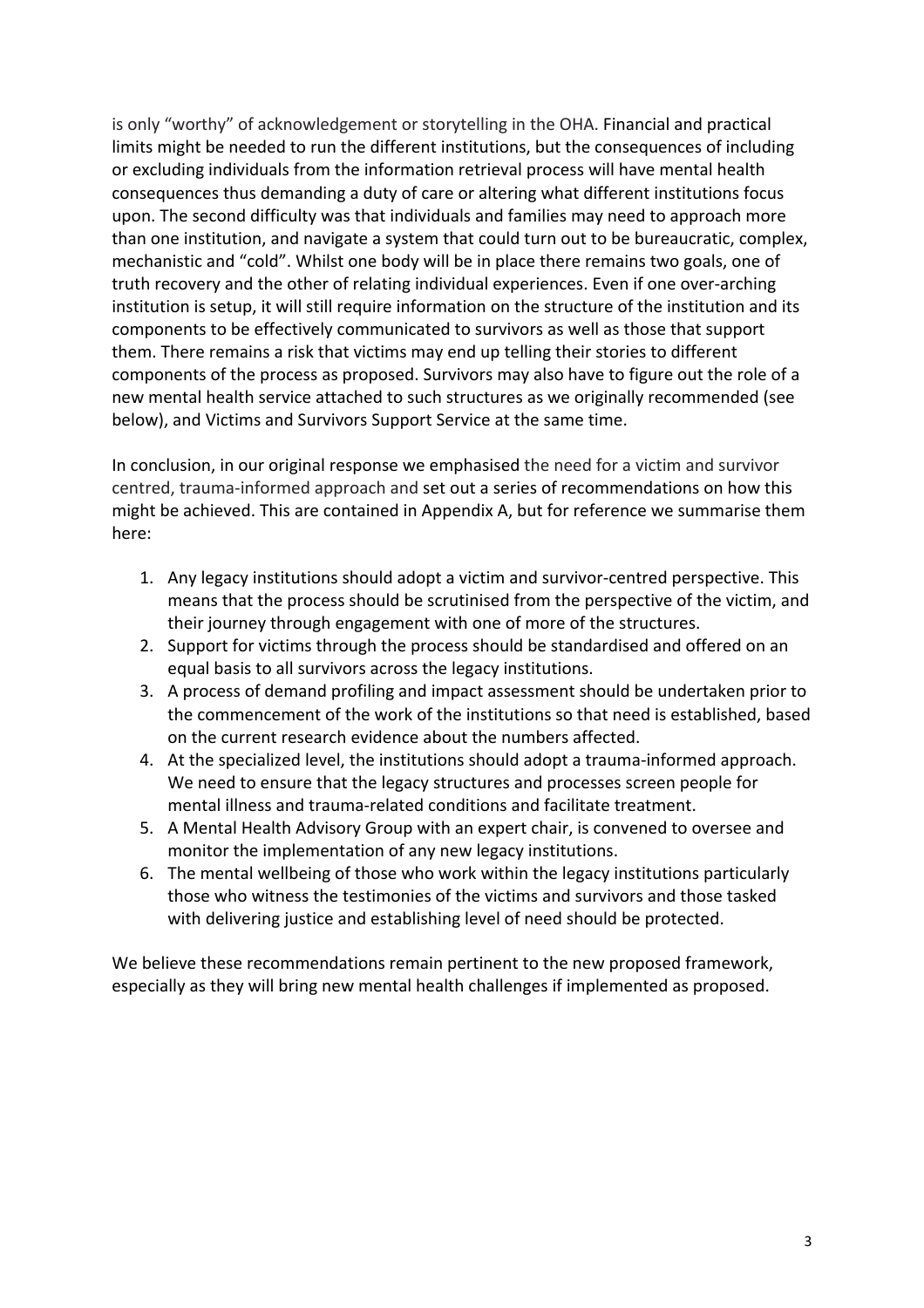is only “worthy” of acknowledgement or storytelling in the OHA. Financial and practical limits might be needed to run the different institutions, but the consequences of including or excluding individuals from the information retrieval process will have mental health consequences thus demanding a duty of care or altering what different institutions focus upon. The second difficulty was that individuals and families may need to approach more than one institution, and navigate a system that could turn out to be bureaucratic, complex, mechanistic and “cold”. Whilst one body will be in place there remains two goals, one of truth recovery and the other of relating individual experiences. Even if one over-arching institution is setup, it will still require information on the structure of the institution and its components to be effectively communicated to survivors as well as those that support them. There remains a risk that victims may end up telling their stories to different components of the process as proposed. Survivors may also have to figure out the role of a new mental health service attached to such structures as we originally recommended (see below), and Victims and Survivors Support Service at the same time.

In conclusion, in our original response we emphasised the need for a victim and survivor centred, trauma-informed approach and set out a series of recommendations on how this might be achieved. This are contained in Appendix A, but for reference we summarise them here:

1. Any legacy institutions should adopt a victim and survivor-centred perspective. This means that the process should be scrutinised from the perspective of the victim, and their journey through engagement with one of more of the structures.
2. Support for victims through the process should be standardised and offered on an equal basis to all survivors across the legacy institutions.
3. A process of demand profiling and impact assessment should be undertaken prior to the commencement of the work of the institutions so that need is established, based on the current research evidence about the numbers affected.
4. At the specialized level, the institutions should adopt a trauma-informed approach. We need to ensure that the legacy structures and processes screen people for mental illness and trauma-related conditions and facilitate treatment.
5. A Mental Health Advisory Group with an expert chair, is convened to oversee and monitor the implementation of any new legacy institutions.
6. The mental wellbeing of those who work within the legacy institutions particularly those who witness the testimonies of the victims and survivors and those tasked with delivering justice and establishing level of need should be protected.

We believe these recommendations remain pertinent to the new proposed framework, especially as they will bring new mental health challenges if implemented as proposed.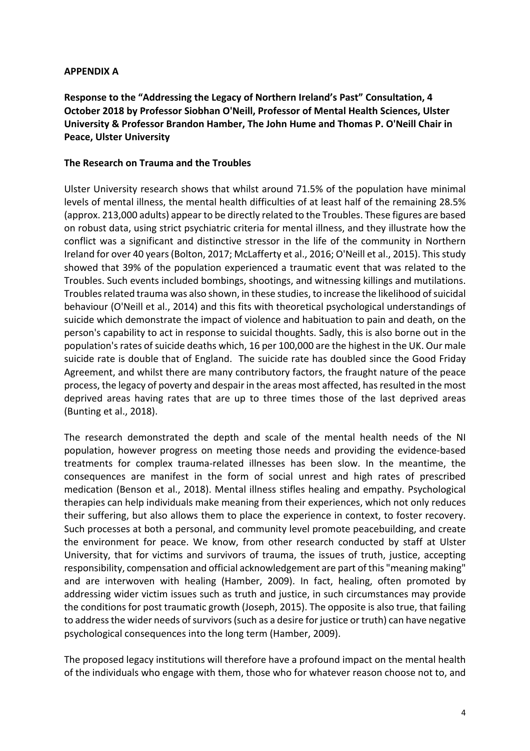**APPENDIX A**

**Response to the "Addressing the Legacy of Northern Ireland's Past" Consultation, 4 October 2018 by Professor Siobhan O'Neill, Professor of Mental Health Sciences, Ulster University & Professor Brandon Hamber, The John Hume and Thomas P. O'Neill Chair in Peace, Ulster University**

**The Research on Trauma and the Troubles**

Ulster University research shows that whilst around 71.5% of the population have minimal levels of mental illness, the mental health difficulties of at least half of the remaining 28.5% (approx. 213,000 adults) appear to be directly related to the Troubles. These figures are based on robust data, using strict psychiatric criteria for mental illness, and they illustrate how the conflict was a significant and distinctive stressor in the life of the community in Northern Ireland for over 40 years (Bolton, 2017; McLafferty et al., 2016; O'Neill et al., 2015). This study showed that 39% of the population experienced a traumatic event that was related to the Troubles. Such events included bombings, shootings, and witnessing killings and mutilations. Troubles related trauma was also shown, in these studies, to increase the likelihood of suicidal behaviour (O'Neill et al., 2014) and this fits with theoretical psychological understandings of suicide which demonstrate the impact of violence and habituation to pain and death, on the person's capability to act in response to suicidal thoughts. Sadly, this is also borne out in the population's rates of suicide deaths which, 16 per 100,000 are the highest in the UK. Our male suicide rate is double that of England. The suicide rate has doubled since the Good Friday Agreement, and whilst there are many contributory factors, the fraught nature of the peace process, the legacy of poverty and despair in the areas most affected, has resulted in the most deprived areas having rates that are up to three times those of the last deprived areas (Bunting et al., 2018).

The research demonstrated the depth and scale of the mental health needs of the NI population, however progress on meeting those needs and providing the evidence-based treatments for complex trauma-related illnesses has been slow. In the meantime, the consequences are manifest in the form of social unrest and high rates of prescribed medication (Benson et al., 2018). Mental illness stifles healing and empathy. Psychological therapies can help individuals make meaning from their experiences, which not only reduces their suffering, but also allows them to place the experience in context, to foster recovery. Such processes at both a personal, and community level promote peacebuilding, and create the environment for peace. We know, from other research conducted by staff at Ulster University, that for victims and survivors of trauma, the issues of truth, justice, accepting responsibility, compensation and official acknowledgement are part of this "meaning making" and are interwoven with healing (Hamber, 2009). In fact, healing, often promoted by addressing wider victim issues such as truth and justice, in such circumstances may provide the conditions for post traumatic growth (Joseph, 2015). The opposite is also true, that failing to address the wider needs of survivors (such as a desire for justice or truth) can have negative psychological consequences into the long term (Hamber, 2009).

The proposed legacy institutions will therefore have a profound impact on the mental health of the individuals who engage with them, those who for whatever reason choose not to, and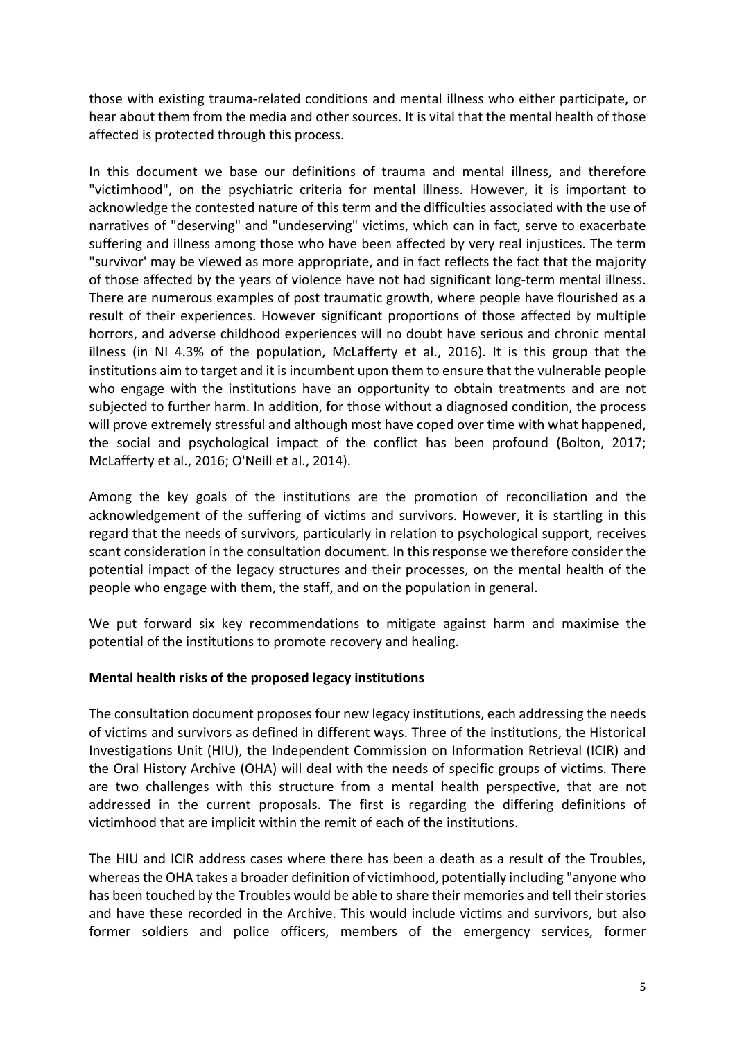those with existing trauma-related conditions and mental illness who either participate, or hear about them from the media and other sources. It is vital that the mental health of those affected is protected through this process.

In this document we base our definitions of trauma and mental illness, and therefore "victimhood", on the psychiatric criteria for mental illness. However, it is important to acknowledge the contested nature of this term and the difficulties associated with the use of narratives of "deserving" and "undeserving" victims, which can in fact, serve to exacerbate suffering and illness among those who have been affected by very real injustices. The term "survivor' may be viewed as more appropriate, and in fact reflects the fact that the majority of those affected by the years of violence have not had significant long-term mental illness. There are numerous examples of post traumatic growth, where people have flourished as a result of their experiences. However significant proportions of those affected by multiple horrors, and adverse childhood experiences will no doubt have serious and chronic mental illness (in NI 4.3% of the population, McLafferty et al., 2016). It is this group that the institutions aim to target and it is incumbent upon them to ensure that the vulnerable people who engage with the institutions have an opportunity to obtain treatments and are not subjected to further harm. In addition, for those without a diagnosed condition, the process will prove extremely stressful and although most have coped over time with what happened, the social and psychological impact of the conflict has been profound (Bolton, 2017; McLafferty et al., 2016; O'Neill et al., 2014).

Among the key goals of the institutions are the promotion of reconciliation and the acknowledgement of the suffering of victims and survivors. However, it is startling in this regard that the needs of survivors, particularly in relation to psychological support, receives scant consideration in the consultation document. In this response we therefore consider the potential impact of the legacy structures and their processes, on the mental health of the people who engage with them, the staff, and on the population in general.

We put forward six key recommendations to mitigate against harm and maximise the potential of the institutions to promote recovery and healing.

**Mental health risks of the proposed legacy institutions**

The consultation document proposes four new legacy institutions, each addressing the needs of victims and survivors as defined in different ways. Three of the institutions, the Historical Investigations Unit (HIU), the Independent Commission on Information Retrieval (ICIR) and the Oral History Archive (OHA) will deal with the needs of specific groups of victims. There are two challenges with this structure from a mental health perspective, that are not addressed in the current proposals. The first is regarding the differing definitions of victimhood that are implicit within the remit of each of the institutions.

The HIU and ICIR address cases where there has been a death as a result of the Troubles, whereas the OHA takes a broader definition of victimhood, potentially including "anyone who has been touched by the Troubles would be able to share their memories and tell their stories and have these recorded in the Archive. This would include victims and survivors, but also former soldiers and police officers, members of the emergency services, former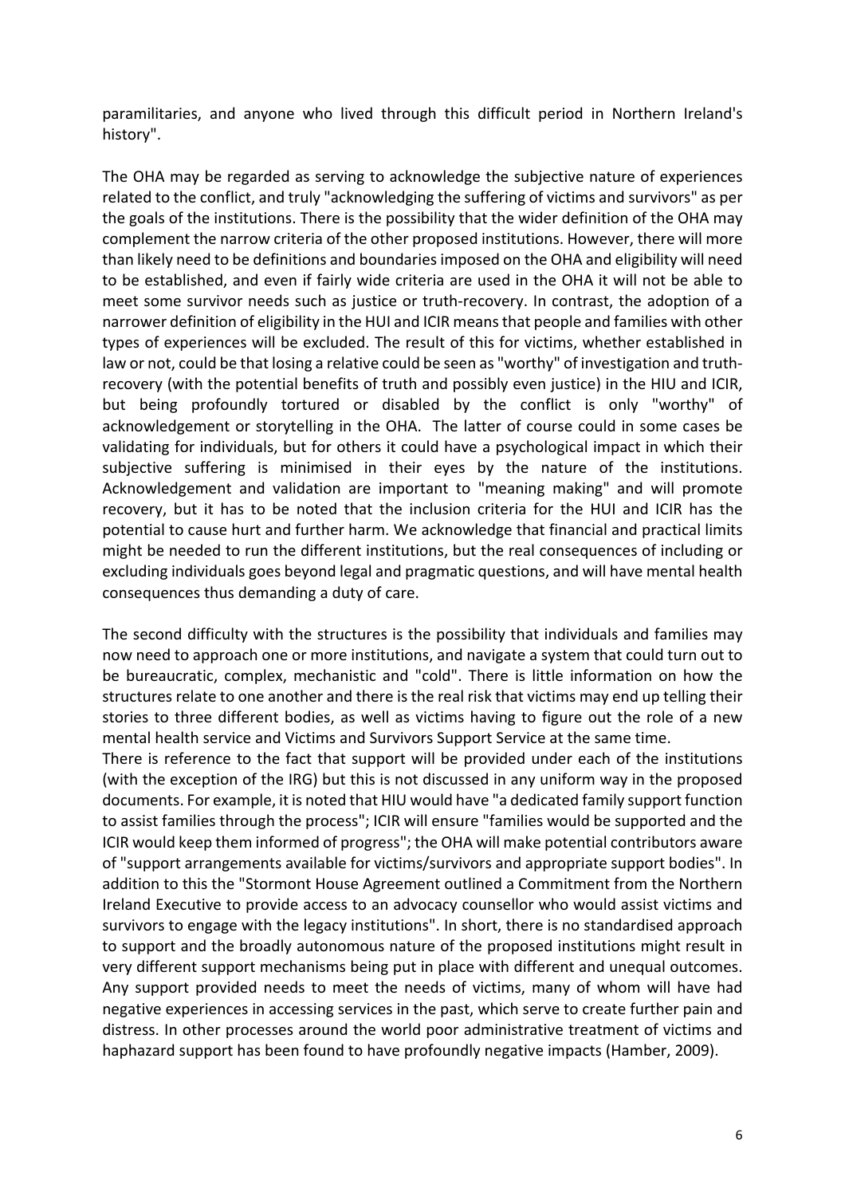paramilitaries, and anyone who lived through this difficult period in Northern Ireland's history".

The OHA may be regarded as serving to acknowledge the subjective nature of experiences related to the conflict, and truly "acknowledging the suffering of victims and survivors" as per the goals of the institutions. There is the possibility that the wider definition of the OHA may complement the narrow criteria of the other proposed institutions. However, there will more than likely need to be definitions and boundaries imposed on the OHA and eligibility will need to be established, and even if fairly wide criteria are used in the OHA it will not be able to meet some survivor needs such as justice or truth-recovery. In contrast, the adoption of a narrower definition of eligibility in the HUI and ICIR means that people and families with other types of experiences will be excluded. The result of this for victims, whether established in law or not, could be that losing a relative could be seen as "worthy" of investigation and truth-recovery (with the potential benefits of truth and possibly even justice) in the HIU and ICIR, but being profoundly tortured or disabled by the conflict is only "worthy" of acknowledgement or storytelling in the OHA. The latter of course could in some cases be validating for individuals, but for others it could have a psychological impact in which their subjective suffering is minimised in their eyes by the nature of the institutions. Acknowledgement and validation are important to "meaning making" and will promote recovery, but it has to be noted that the inclusion criteria for the HUI and ICIR has the potential to cause hurt and further harm. We acknowledge that financial and practical limits might be needed to run the different institutions, but the real consequences of including or excluding individuals goes beyond legal and pragmatic questions, and will have mental health consequences thus demanding a duty of care.

The second difficulty with the structures is the possibility that individuals and families may now need to approach one or more institutions, and navigate a system that could turn out to be bureaucratic, complex, mechanistic and "cold". There is little information on how the structures relate to one another and there is the real risk that victims may end up telling their stories to three different bodies, as well as victims having to figure out the role of a new mental health service and Victims and Survivors Support Service at the same time.

There is reference to the fact that support will be provided under each of the institutions (with the exception of the IRG) but this is not discussed in any uniform way in the proposed documents. For example, it is noted that HIU would have "a dedicated family support function to assist families through the process"; ICIR will ensure "families would be supported and the ICIR would keep them informed of progress"; the OHA will make potential contributors aware of "support arrangements available for victims/survivors and appropriate support bodies". In addition to this the "Stormont House Agreement outlined a Commitment from the Northern Ireland Executive to provide access to an advocacy counsellor who would assist victims and survivors to engage with the legacy institutions". In short, there is no standardised approach to support and the broadly autonomous nature of the proposed institutions might result in very different support mechanisms being put in place with different and unequal outcomes. Any support provided needs to meet the needs of victims, many of whom will have had negative experiences in accessing services in the past, which serve to create further pain and distress. In other processes around the world poor administrative treatment of victims and haphazard support has been found to have profoundly negative impacts (Hamber, 2009).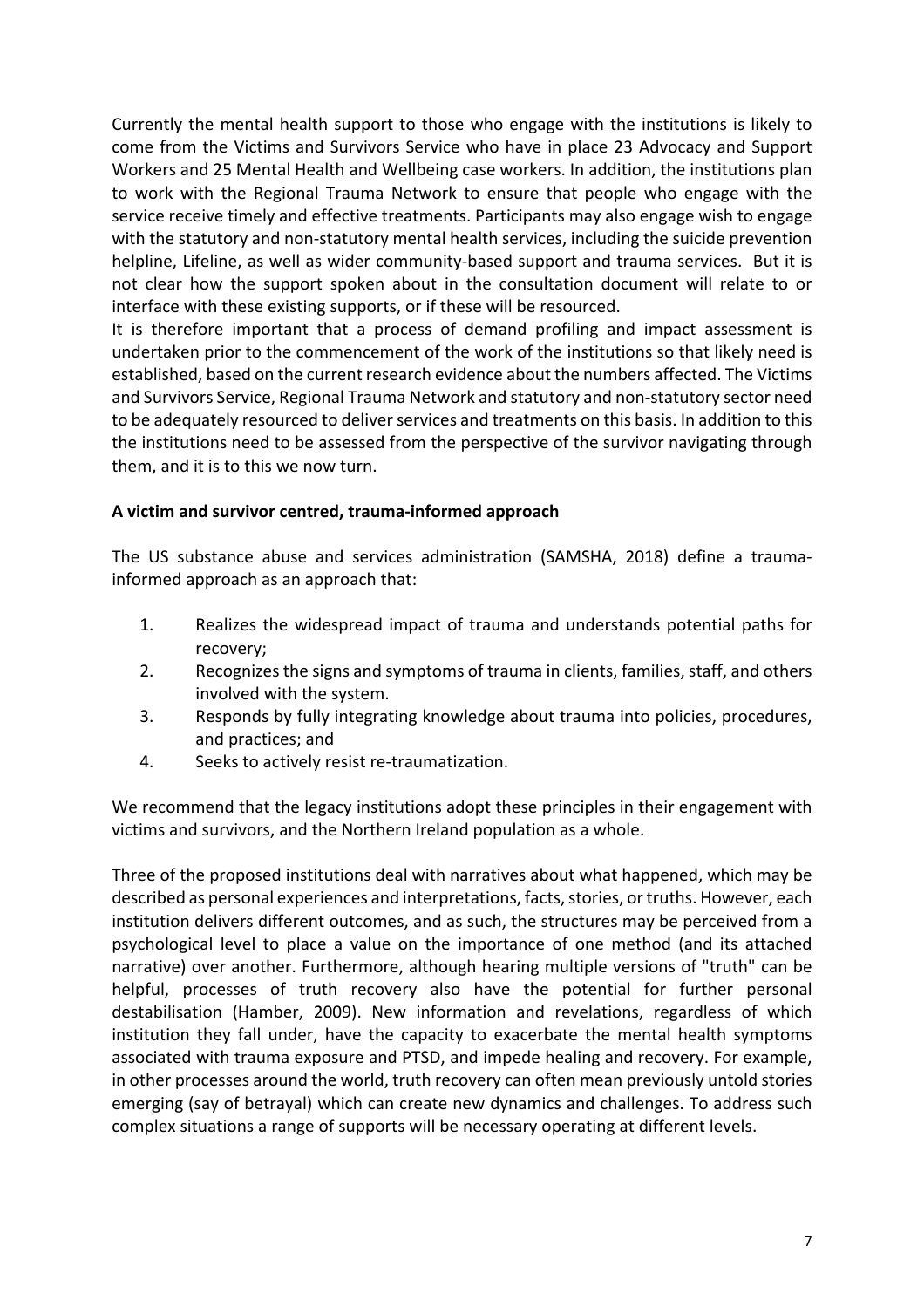Currently the mental health support to those who engage with the institutions is likely to come from the Victims and Survivors Service who have in place 23 Advocacy and Support Workers and 25 Mental Health and Wellbeing case workers. In addition, the institutions plan to work with the Regional Trauma Network to ensure that people who engage with the service receive timely and effective treatments. Participants may also engage wish to engage with the statutory and non-statutory mental health services, including the suicide prevention helpline, Lifeline, as well as wider community-based support and trauma services. But it is not clear how the support spoken about in the consultation document will relate to or interface with these existing supports, or if these will be resourced.

It is therefore important that a process of demand profiling and impact assessment is undertaken prior to the commencement of the work of the institutions so that likely need is established, based on the current research evidence about the numbers affected. The Victims and Survivors Service, Regional Trauma Network and statutory and non-statutory sector need to be adequately resourced to deliver services and treatments on this basis. In addition to this the institutions need to be assessed from the perspective of the survivor navigating through them, and it is to this we now turn.

**A victim and survivor centred, trauma-informed approach**

The US substance abuse and services administration (SAMSHA, 2018) define a trauma-informed approach as an approach that:

1. Realizes the widespread impact of trauma and understands potential paths for recovery;
2. Recognizes the signs and symptoms of trauma in clients, families, staff, and others involved with the system.
3. Responds by fully integrating knowledge about trauma into policies, procedures, and practices; and
4. Seeks to actively resist re-traumatization.

We recommend that the legacy institutions adopt these principles in their engagement with victims and survivors, and the Northern Ireland population as a whole.

Three of the proposed institutions deal with narratives about what happened, which may be described as personal experiences and interpretations, facts, stories, or truths. However, each institution delivers different outcomes, and as such, the structures may be perceived from a psychological level to place a value on the importance of one method (and its attached narrative) over another. Furthermore, although hearing multiple versions of "truth" can be helpful, processes of truth recovery also have the potential for further personal destabilisation (Hamber, 2009). New information and revelations, regardless of which institution they fall under, have the capacity to exacerbate the mental health symptoms associated with trauma exposure and PTSD, and impede healing and recovery. For example, in other processes around the world, truth recovery can often mean previously untold stories emerging (say of betrayal) which can create new dynamics and challenges. To address such complex situations a range of supports will be necessary operating at different levels.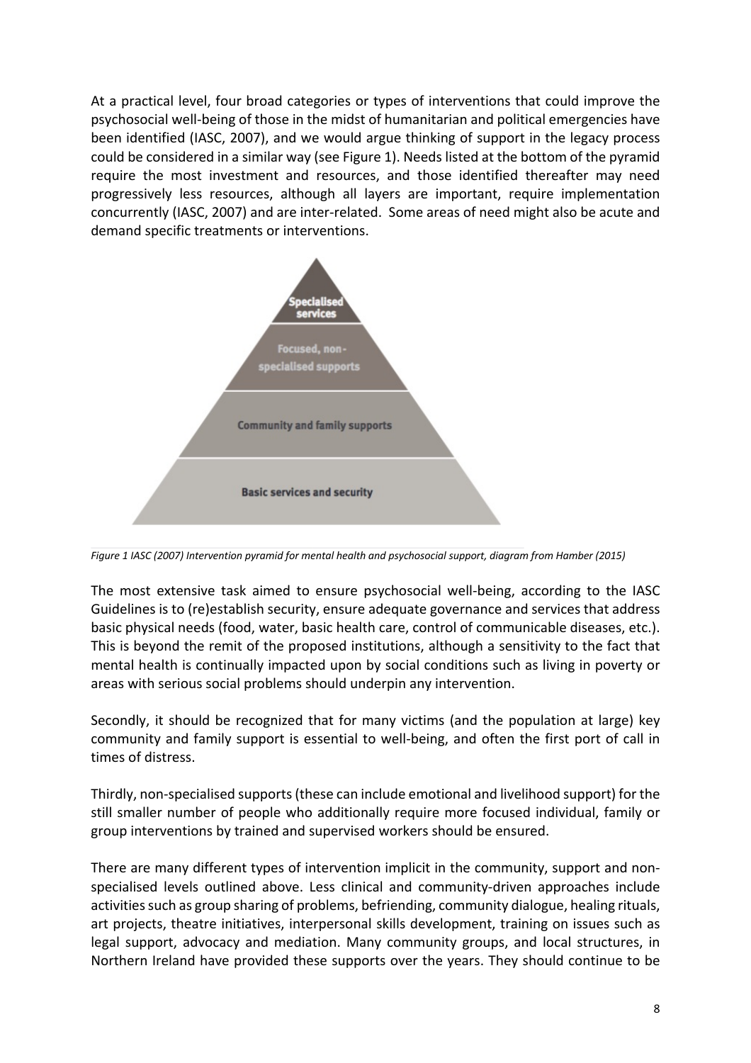At a practical level, four broad categories or types of interventions that could improve the psychosocial well-being of those in the midst of humanitarian and political emergencies have been identified (IASC, 2007), and we would argue thinking of support in the legacy process could be considered in a similar way (see Figure 1). Needs listed at the bottom of the pyramid require the most investment and resources, and those identified thereafter may need progressively less resources, although all layers are important, require implementation concurrently (IASC, 2007) and are inter-related. Some areas of need might also be acute and demand specific treatments or interventions.

Specialised services

Focused, non-specialised supports

Community and family supports

Basic services and security

*Figure 1 IASC (2007) Intervention pyramid for mental health and psychosocial support, diagram from Hamber (2015)*

The most extensive task aimed to ensure psychosocial well-being, according to the IASC Guidelines is to (re)establish security, ensure adequate governance and services that address basic physical needs (food, water, basic health care, control of communicable diseases, etc.). This is beyond the remit of the proposed institutions, although a sensitivity to the fact that mental health is continually impacted upon by social conditions such as living in poverty or areas with serious social problems should underpin any intervention.

Secondly, it should be recognized that for many victims (and the population at large) key community and family support is essential to well-being, and often the first port of call in times of distress.

Thirdly, non-specialised supports (these can include emotional and livelihood support) for the still smaller number of people who additionally require more focused individual, family or group interventions by trained and supervised workers should be ensured.

There are many different types of intervention implicit in the community, support and non-specialised levels outlined above. Less clinical and community-driven approaches include activities such as group sharing of problems, befriending, community dialogue, healing rituals, art projects, theatre initiatives, interpersonal skills development, training on issues such as legal support, advocacy and mediation. Many community groups, and local structures, in Northern Ireland have provided these supports over the years. They should continue to be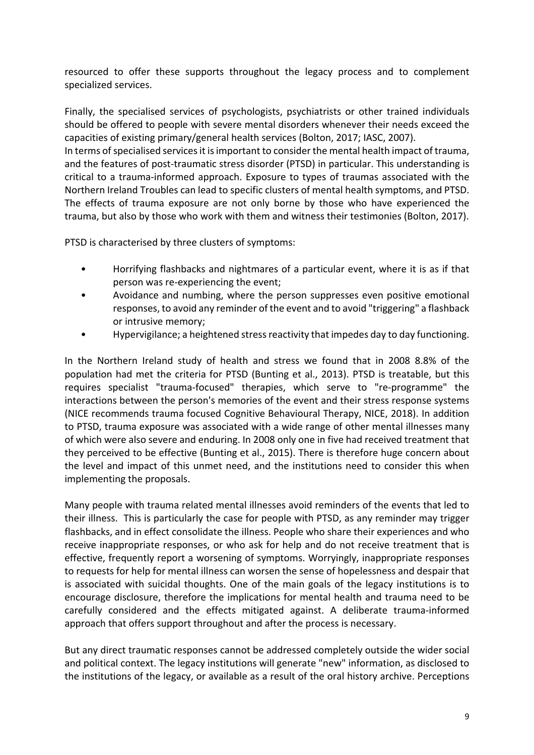resourced to offer these supports throughout the legacy process and to complement specialized services.

Finally, the specialised services of psychologists, psychiatrists or other trained individuals should be offered to people with severe mental disorders whenever their needs exceed the capacities of existing primary/general health services (Bolton, 2017; IASC, 2007).
In terms of specialised services it is important to consider the mental health impact of trauma, and the features of post-traumatic stress disorder (PTSD) in particular. This understanding is critical to a trauma-informed approach. Exposure to types of traumas associated with the Northern Ireland Troubles can lead to specific clusters of mental health symptoms, and PTSD. The effects of trauma exposure are not only borne by those who have experienced the trauma, but also by those who work with them and witness their testimonies (Bolton, 2017).

PTSD is characterised by three clusters of symptoms:

- Horrifying flashbacks and nightmares of a particular event, where it is as if that person was re-experiencing the event;
- Avoidance and numbing, where the person suppresses even positive emotional responses, to avoid any reminder of the event and to avoid "triggering" a flashback or intrusive memory;
- Hypervigilance; a heightened stress reactivity that impedes day to day functioning.

In the Northern Ireland study of health and stress we found that in 2008 8.8% of the population had met the criteria for PTSD (Bunting et al., 2013). PTSD is treatable, but this requires specialist "trauma-focused" therapies, which serve to "re-programme" the interactions between the person's memories of the event and their stress response systems (NICE recommends trauma focused Cognitive Behavioural Therapy, NICE, 2018). In addition to PTSD, trauma exposure was associated with a wide range of other mental illnesses many of which were also severe and enduring. In 2008 only one in five had received treatment that they perceived to be effective (Bunting et al., 2015). There is therefore huge concern about the level and impact of this unmet need, and the institutions need to consider this when implementing the proposals.

Many people with trauma related mental illnesses avoid reminders of the events that led to their illness. This is particularly the case for people with PTSD, as any reminder may trigger flashbacks, and in effect consolidate the illness. People who share their experiences and who receive inappropriate responses, or who ask for help and do not receive treatment that is effective, frequently report a worsening of symptoms. Worryingly, inappropriate responses to requests for help for mental illness can worsen the sense of hopelessness and despair that is associated with suicidal thoughts. One of the main goals of the legacy institutions is to encourage disclosure, therefore the implications for mental health and trauma need to be carefully considered and the effects mitigated against. A deliberate trauma-informed approach that offers support throughout and after the process is necessary.

But any direct traumatic responses cannot be addressed completely outside the wider social and political context. The legacy institutions will generate "new" information, as disclosed to the institutions of the legacy, or available as a result of the oral history archive. Perceptions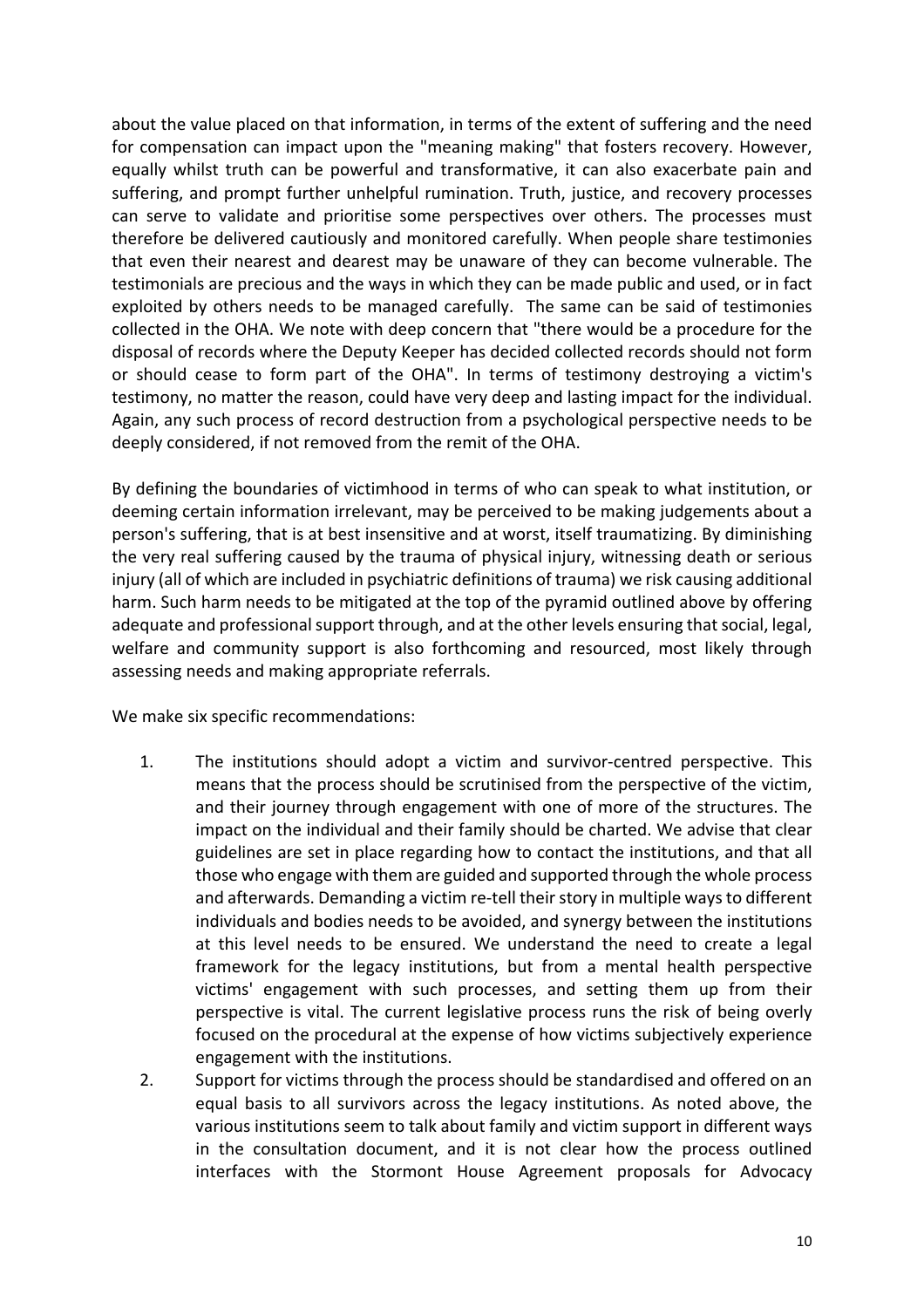about the value placed on that information, in terms of the extent of suffering and the need for compensation can impact upon the "meaning making" that fosters recovery. However, equally whilst truth can be powerful and transformative, it can also exacerbate pain and suffering, and prompt further unhelpful rumination. Truth, justice, and recovery processes can serve to validate and prioritise some perspectives over others. The processes must therefore be delivered cautiously and monitored carefully. When people share testimonies that even their nearest and dearest may be unaware of they can become vulnerable. The testimonials are precious and the ways in which they can be made public and used, or in fact exploited by others needs to be managed carefully. The same can be said of testimonies collected in the OHA. We note with deep concern that "there would be a procedure for the disposal of records where the Deputy Keeper has decided collected records should not form or should cease to form part of the OHA". In terms of testimony destroying a victim's testimony, no matter the reason, could have very deep and lasting impact for the individual. Again, any such process of record destruction from a psychological perspective needs to be deeply considered, if not removed from the remit of the OHA.

By defining the boundaries of victimhood in terms of who can speak to what institution, or deeming certain information irrelevant, may be perceived to be making judgements about a person's suffering, that is at best insensitive and at worst, itself traumatizing. By diminishing the very real suffering caused by the trauma of physical injury, witnessing death or serious injury (all of which are included in psychiatric definitions of trauma) we risk causing additional harm. Such harm needs to be mitigated at the top of the pyramid outlined above by offering adequate and professional support through, and at the other levels ensuring that social, legal, welfare and community support is also forthcoming and resourced, most likely through assessing needs and making appropriate referrals.

We make six specific recommendations:

1. The institutions should adopt a victim and survivor-centred perspective. This means that the process should be scrutinised from the perspective of the victim, and their journey through engagement with one of more of the structures. The impact on the individual and their family should be charted. We advise that clear guidelines are set in place regarding how to contact the institutions, and that all those who engage with them are guided and supported through the whole process and afterwards. Demanding a victim re-tell their story in multiple ways to different individuals and bodies needs to be avoided, and synergy between the institutions at this level needs to be ensured. We understand the need to create a legal framework for the legacy institutions, but from a mental health perspective victims' engagement with such processes, and setting them up from their perspective is vital. The current legislative process runs the risk of being overly focused on the procedural at the expense of how victims subjectively experience engagement with the institutions.
2. Support for victims through the process should be standardised and offered on an equal basis to all survivors across the legacy institutions. As noted above, the various institutions seem to talk about family and victim support in different ways in the consultation document, and it is not clear how the process outlined interfaces with the Stormont House Agreement proposals for Advocacy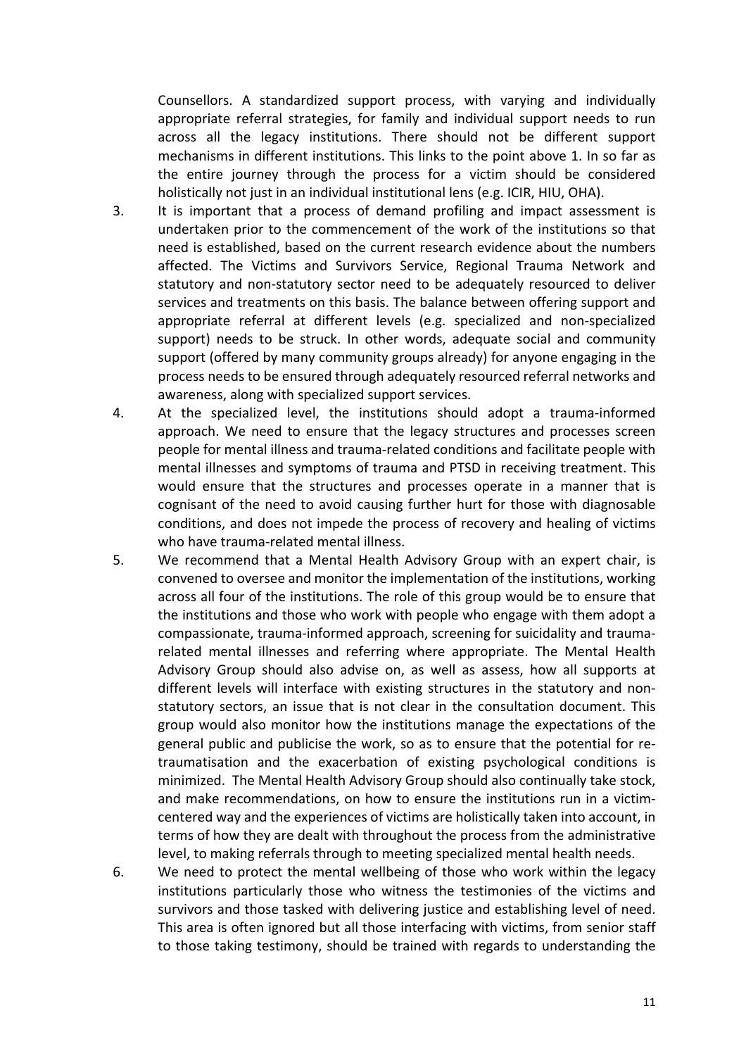Counsellors. A standardized support process, with varying and individually appropriate referral strategies, for family and individual support needs to run across all the legacy institutions. There should not be different support mechanisms in different institutions. This links to the point above 1. In so far as the entire journey through the process for a victim should be considered holistically not just in an individual institutional lens (e.g. ICIR, HIU, OHA).

3. It is important that a process of demand profiling and impact assessment is undertaken prior to the commencement of the work of the institutions so that need is established, based on the current research evidence about the numbers affected. The Victims and Survivors Service, Regional Trauma Network and statutory and non-statutory sector need to be adequately resourced to deliver services and treatments on this basis. The balance between offering support and appropriate referral at different levels (e.g. specialized and non-specialized support) needs to be struck. In other words, adequate social and community support (offered by many community groups already) for anyone engaging in the process needs to be ensured through adequately resourced referral networks and awareness, along with specialized support services.

4. At the specialized level, the institutions should adopt a trauma-informed approach. We need to ensure that the legacy structures and processes screen people for mental illness and trauma-related conditions and facilitate people with mental illnesses and symptoms of trauma and PTSD in receiving treatment. This would ensure that the structures and processes operate in a manner that is cognisant of the need to avoid causing further hurt for those with diagnosable conditions, and does not impede the process of recovery and healing of victims who have trauma-related mental illness.

5. We recommend that a Mental Health Advisory Group with an expert chair, is convened to oversee and monitor the implementation of the institutions, working across all four of the institutions. The role of this group would be to ensure that the institutions and those who work with people who engage with them adopt a compassionate, trauma-informed approach, screening for suicidality and trauma-related mental illnesses and referring where appropriate. The Mental Health Advisory Group should also advise on, as well as assess, how all supports at different levels will interface with existing structures in the statutory and non-statutory sectors, an issue that is not clear in the consultation document. This group would also monitor how the institutions manage the expectations of the general public and publicise the work, so as to ensure that the potential for re-traumatisation and the exacerbation of existing psychological conditions is minimized. The Mental Health Advisory Group should also continually take stock, and make recommendations, on how to ensure the institutions run in a victim-centered way and the experiences of victims are holistically taken into account, in terms of how they are dealt with throughout the process from the administrative level, to making referrals through to meeting specialized mental health needs.

6. We need to protect the mental wellbeing of those who work within the legacy institutions particularly those who witness the testimonies of the victims and survivors and those tasked with delivering justice and establishing level of need. This area is often ignored but all those interfacing with victims, from senior staff to those taking testimony, should be trained with regards to understanding the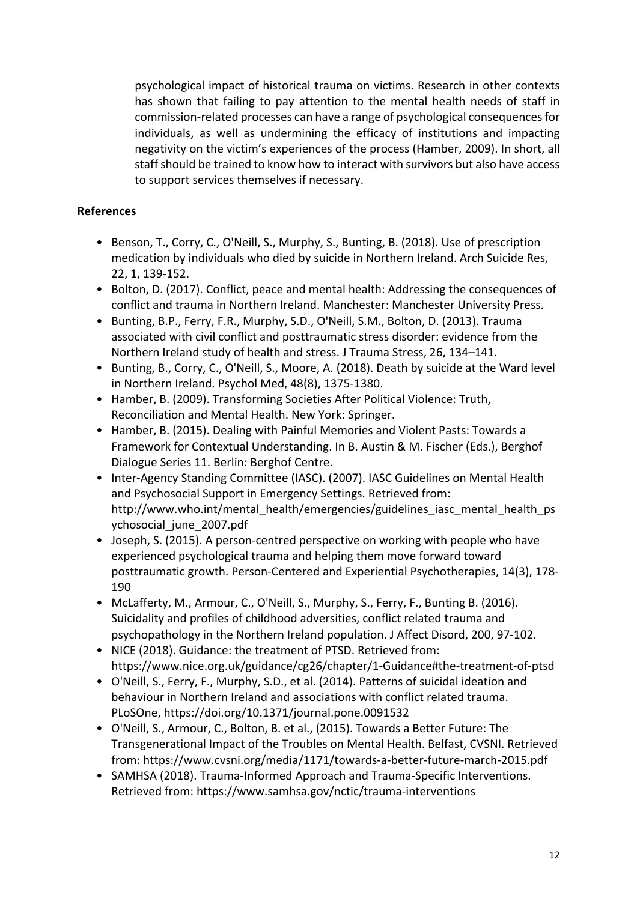psychological impact of historical trauma on victims. Research in other contexts has shown that failing to pay attention to the mental health needs of staff in commission-related processes can have a range of psychological consequences for individuals, as well as undermining the efficacy of institutions and impacting negativity on the victim's experiences of the process (Hamber, 2009). In short, all staff should be trained to know how to interact with survivors but also have access to support services themselves if necessary.

**References**

- Benson, T., Corry, C., O'Neill, S., Murphy, S., Bunting, B. (2018). Use of prescription medication by individuals who died by suicide in Northern Ireland. Arch Suicide Res, 22, 1, 139-152.
- Bolton, D. (2017). Conflict, peace and mental health: Addressing the consequences of conflict and trauma in Northern Ireland. Manchester: Manchester University Press.
- Bunting, B.P., Ferry, F.R., Murphy, S.D., O'Neill, S.M., Bolton, D. (2013). Trauma associated with civil conflict and posttraumatic stress disorder: evidence from the Northern Ireland study of health and stress. J Trauma Stress, 26, 134–141.
- Bunting, B., Corry, C., O'Neill, S., Moore, A. (2018). Death by suicide at the Ward level in Northern Ireland. Psychol Med, 48(8), 1375-1380.
- Hamber, B. (2009). Transforming Societies After Political Violence: Truth, Reconciliation and Mental Health. New York: Springer.
- Hamber, B. (2015). Dealing with Painful Memories and Violent Pasts: Towards a Framework for Contextual Understanding. In B. Austin & M. Fischer (Eds.), Berghof Dialogue Series 11. Berlin: Berghof Centre.
- Inter-Agency Standing Committee (IASC). (2007). IASC Guidelines on Mental Health and Psychosocial Support in Emergency Settings. Retrieved from: http://www.who.int/mental_health/emergencies/guidelines_iasc_mental_health_psychosocial_june_2007.pdf
- Joseph, S. (2015). A person-centred perspective on working with people who have experienced psychological trauma and helping them move forward toward posttraumatic growth. Person-Centered and Experiential Psychotherapies, 14(3), 178-190
- McLafferty, M., Armour, C., O'Neill, S., Murphy, S., Ferry, F., Bunting B. (2016). Suicidality and profiles of childhood adversities, conflict related trauma and psychopathology in the Northern Ireland population. J Affect Disord, 200, 97-102.
- NICE (2018). Guidance: the treatment of PTSD. Retrieved from: https://www.nice.org.uk/guidance/cg26/chapter/1-Guidance#the-treatment-of-ptsd
- O'Neill, S., Ferry, F., Murphy, S.D., et al. (2014). Patterns of suicidal ideation and behaviour in Northern Ireland and associations with conflict related trauma. PLoSOne, https://doi.org/10.1371/journal.pone.0091532
- O'Neill, S., Armour, C., Bolton, B. et al., (2015). Towards a Better Future: The Transgenerational Impact of the Troubles on Mental Health. Belfast, CVSNI. Retrieved from: https://www.cvsni.org/media/1171/towards-a-better-future-march-2015.pdf
- SAMHSA (2018). Trauma-Informed Approach and Trauma-Specific Interventions. Retrieved from: https://www.samhsa.gov/nctic/trauma-interventions